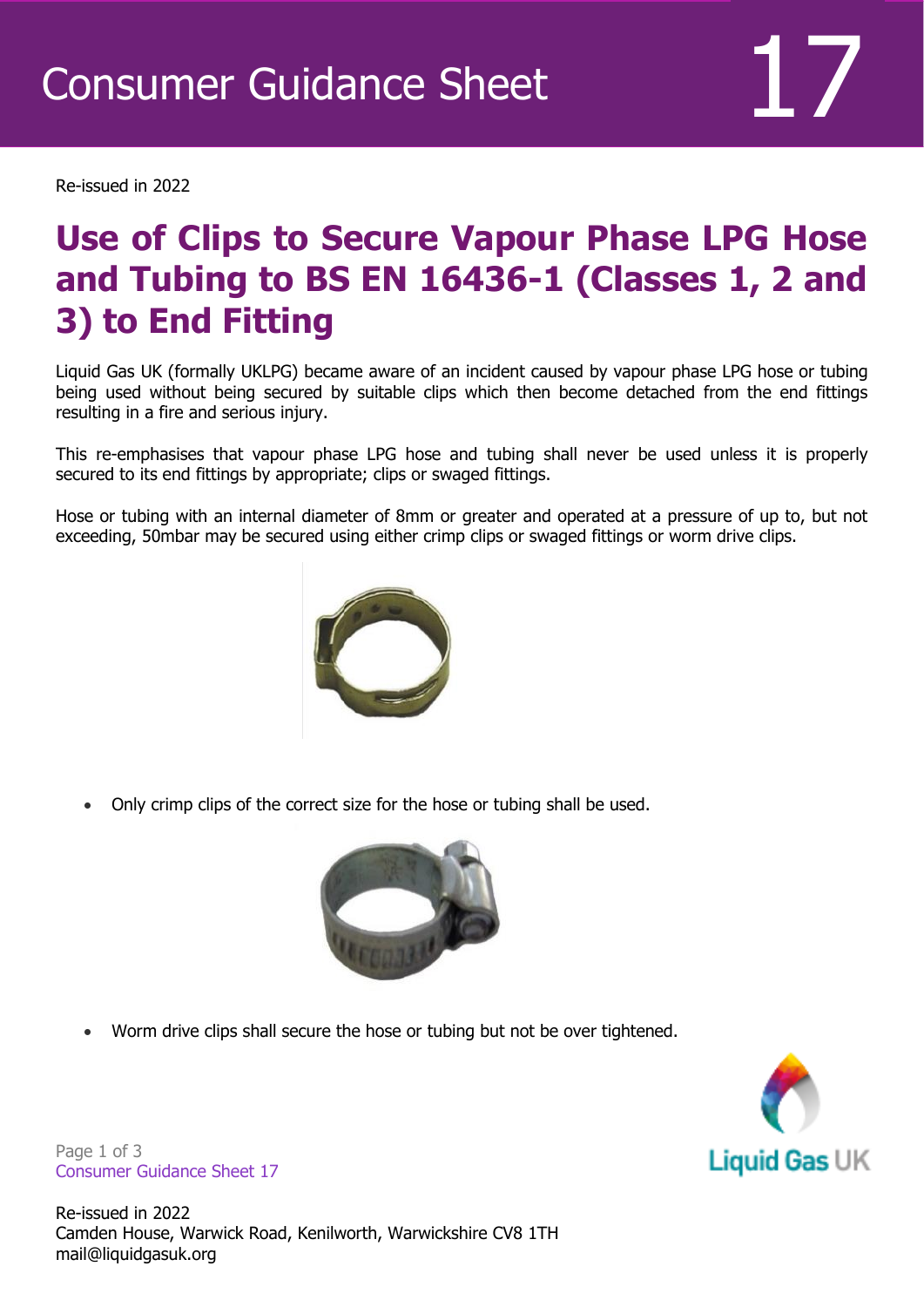# Consumer Guidance Sheet 17

Re-issued in 2022

## Use of Clips to Secure Vapour Phase LPG Hose and Tubing to BS EN 16436-1 (Classes 1, 2 and 3) to End Fitting

Liquid Gas UK (formally UKLPG) became aware of an incident caused by vapour phase LPG hose or tubing being used without being secured by suitable clips which then become detached from the end fittings resulting in a fire and serious injury.

This re-emphasises that vapour phase LPG hose and tubing shall never be used unless it is properly secured to its end fittings by appropriate; clips or swaged fittings.

Hose or tubing with an internal diameter of 8mm or greater and operated at a pressure of up to, but not exceeding, 50mbar may be secured using either crimp clips or swaged fittings or worm drive clips.

- Only crimp clips of the correct size for the hose or tubing shall be used.

- Worm drive clips shall secure the hose or tubing but not be over tightened.

Re-issued in 2022
Camden House, Warwick Road, Kenilworth, Warwickshire CV8 1TH
mail@liquidgasuk.org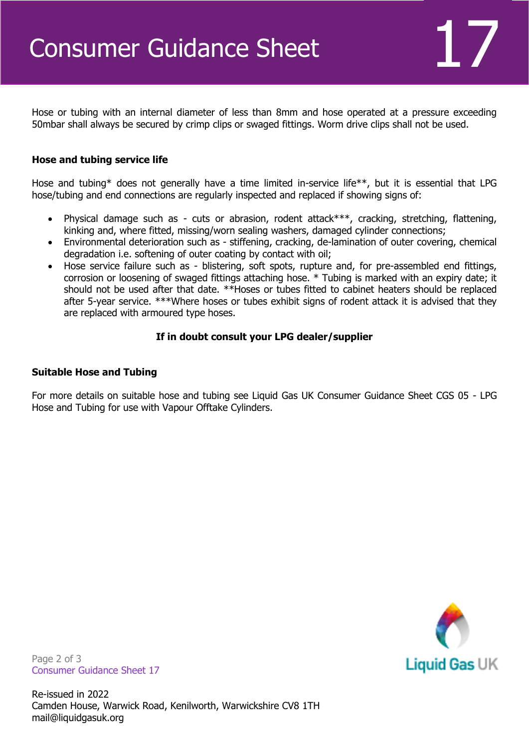Hose or tubing with an internal diameter of less than 8mm and hose operated at a pressure exceeding 50mbar shall always be secured by crimp clips or swaged fittings. Worm drive clips shall not be used.

**Hose and tubing service life**

Hose and tubing* does not generally have a time limited in-service life**, but it is essential that LPG hose/tubing and end connections are regularly inspected and replaced if showing signs of:

- Physical damage such as - cuts or abrasion, rodent attack***, cracking, stretching, flattening, kinking and, where fitted, missing/worn sealing washers, damaged cylinder connections;
- Environmental deterioration such as - stiffening, cracking, de-lamination of outer covering, chemical degradation i.e. softening of outer coating by contact with oil;
- Hose service failure such as - blistering, soft spots, rupture and, for pre-assembled end fittings, corrosion or loosening of swaged fittings attaching hose. * Tubing is marked with an expiry date; it should not be used after that date. **Hoses or tubes fitted to cabinet heaters should be replaced after 5-year service. ***Where hoses or tubes exhibit signs of rodent attack it is advised that they are replaced with armoured type hoses.

**If in doubt consult your LPG dealer/supplier**

**Suitable Hose and Tubing**

For more details on suitable hose and tubing see Liquid Gas UK Consumer Guidance Sheet CGS 05 - LPG Hose and Tubing for use with Vapour Offtake Cylinders.

Re-issued in 2022
Camden House, Warwick Road, Kenilworth, Warwickshire CV8 1TH
mail@liquidgasuk.org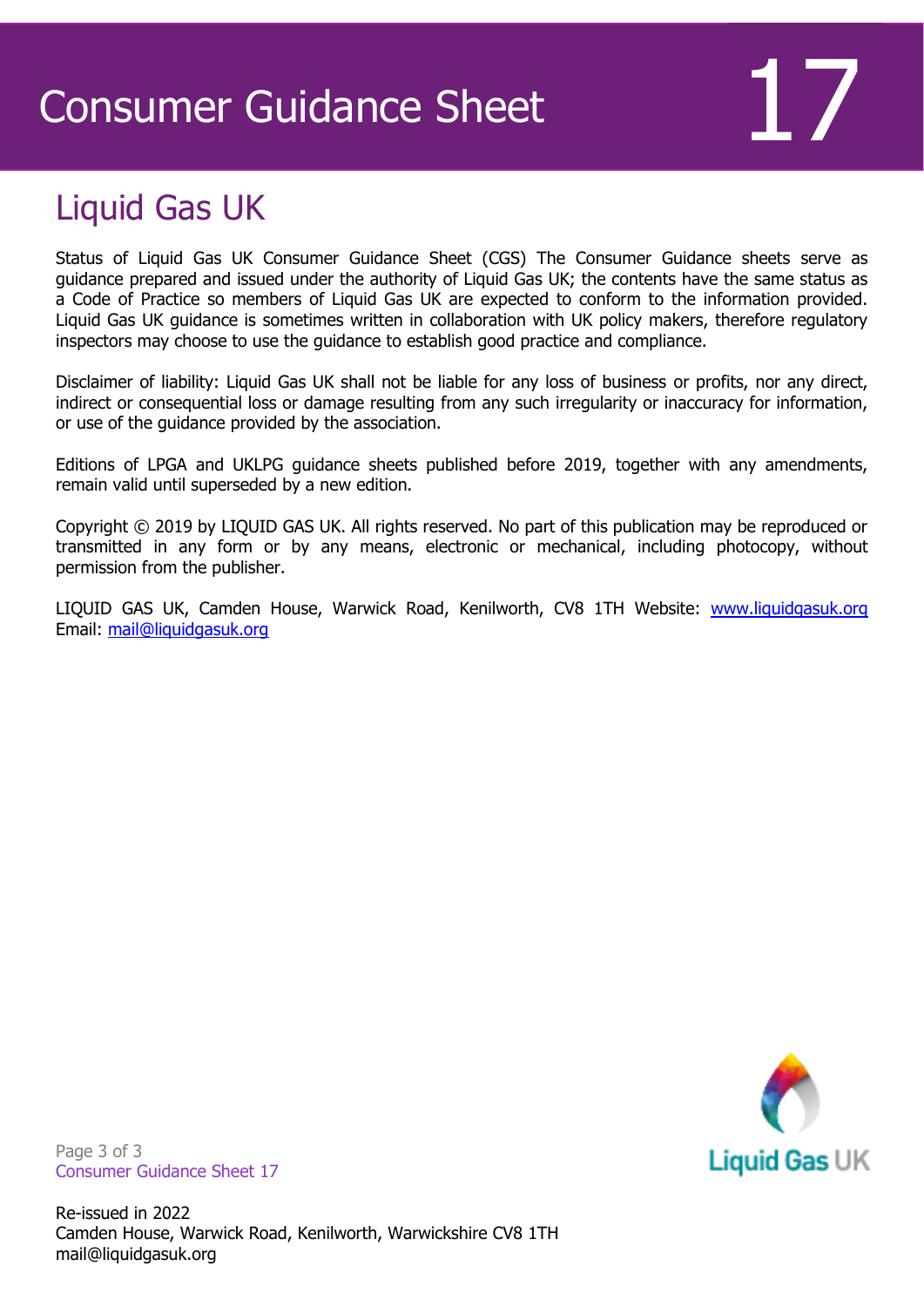# Consumer Guidance Sheet 17

## Liquid Gas UK

Status of Liquid Gas UK Consumer Guidance Sheet (CGS) The Consumer Guidance sheets serve as guidance prepared and issued under the authority of Liquid Gas UK; the contents have the same status as a Code of Practice so members of Liquid Gas UK are expected to conform to the information provided. Liquid Gas UK guidance is sometimes written in collaboration with UK policy makers, therefore regulatory inspectors may choose to use the guidance to establish good practice and compliance.

Disclaimer of liability: Liquid Gas UK shall not be liable for any loss of business or profits, nor any direct, indirect or consequential loss or damage resulting from any such irregularity or inaccuracy for information, or use of the guidance provided by the association.

Editions of LPGA and UKLPG guidance sheets published before 2019, together with any amendments, remain valid until superseded by a new edition.

Copyright © 2019 by LIQUID GAS UK. All rights reserved. No part of this publication may be reproduced or transmitted in any form or by any means, electronic or mechanical, including photocopy, without permission from the publisher.

LIQUID GAS UK, Camden House, Warwick Road, Kenilworth, CV8 1TH Website: www.liquidgasuk.org Email: mail@liquidgasuk.org

Re-issued in 2022
Camden House, Warwick Road, Kenilworth, Warwickshire CV8 1TH
mail@liquidgasuk.org